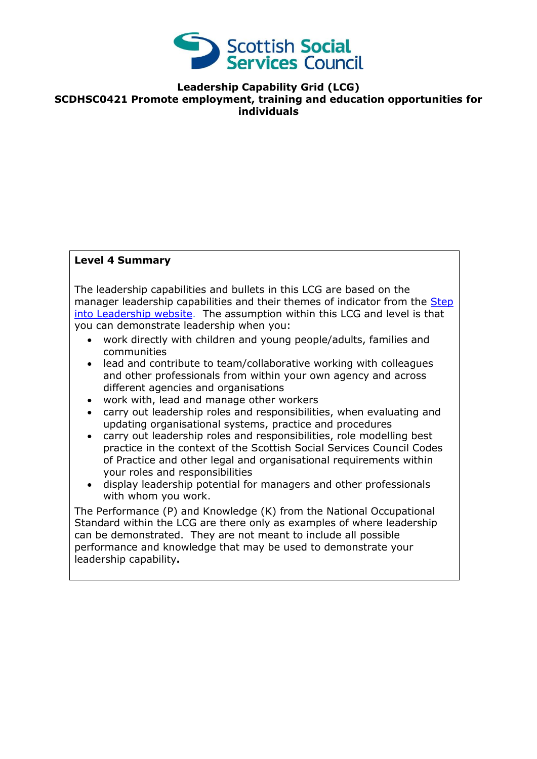Scottish Social Services Council

**Leadership Capability Grid (LCG)**
**SCDHSC0421 Promote employment, training and education opportunities for individuals**

**Level 4 Summary**

The leadership capabilities and bullets in this LCG are based on the manager leadership capabilities and their themes of indicator from the Step into Leadership website. The assumption within this LCG and level is that you can demonstrate leadership when you:

- work directly with children and young people/adults, families and communities
- lead and contribute to team/collaborative working with colleagues and other professionals from within your own agency and across different agencies and organisations
- work with, lead and manage other workers
- carry out leadership roles and responsibilities, when evaluating and updating organisational systems, practice and procedures
- carry out leadership roles and responsibilities, role modelling best practice in the context of the Scottish Social Services Council Codes of Practice and other legal and organisational requirements within your roles and responsibilities
- display leadership potential for managers and other professionals with whom you work.

The Performance (P) and Knowledge (K) from the National Occupational Standard within the LCG are there only as examples of where leadership can be demonstrated. They are not meant to include all possible performance and knowledge that may be used to demonstrate your leadership capability**.**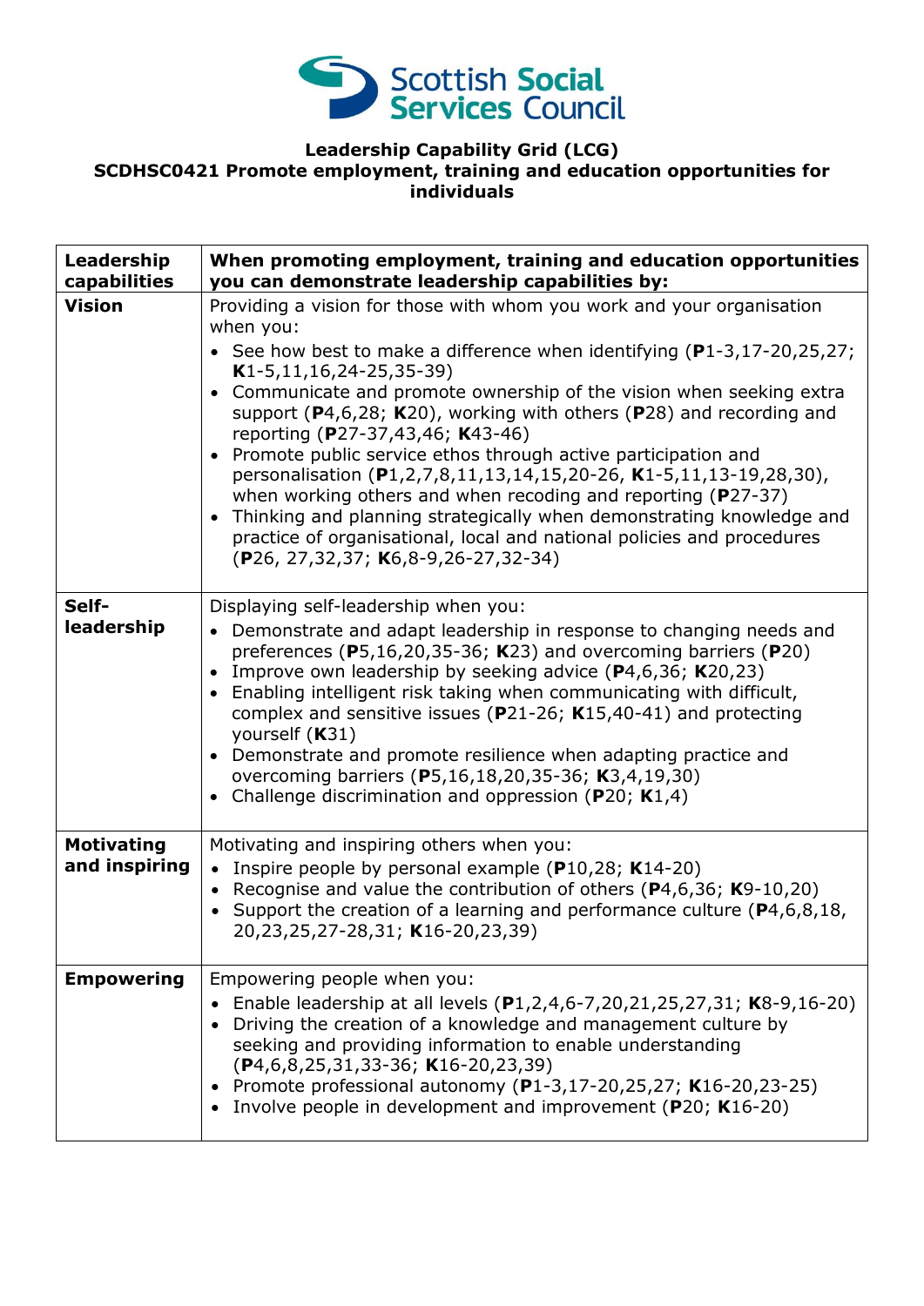**Scottish Social Services Council**

**Leadership Capability Grid (LCG)**
**SCDHSC0421 Promote employment, training and education opportunities for individuals**

| **Leadership capabilities** | **When promoting employment, training and education opportunities you can demonstrate leadership capabilities by:** |
|---|---|
| **Vision** | Providing a vision for those with whom you work and your organisation when you:<br>• See how best to make a difference when identifying (**P**1-3,17-20,25,27; **K**1-5,11,16,24-25,35-39)<br>• Communicate and promote ownership of the vision when seeking extra support (**P**4,6,28; **K**20), working with others (**P**28) and recording and reporting (**P**27-37,43,46; **K**43-46)<br>• Promote public service ethos through active participation and personalisation (**P**1,2,7,8,11,13,14,15,20-26, **K**1-5,11,13-19,28,30), when working others and when recoding and reporting (**P**27-37)<br>• Thinking and planning strategically when demonstrating knowledge and practice of organisational, local and national policies and procedures (**P**26, 27,32,37; **K**6,8-9,26-27,32-34) |
| **Self-leadership** | Displaying self-leadership when you:<br>• Demonstrate and adapt leadership in response to changing needs and preferences (**P**5,16,20,35-36; **K**23) and overcoming barriers (**P**20)<br>• Improve own leadership by seeking advice (**P**4,6,36; **K**20,23)<br>• Enabling intelligent risk taking when communicating with difficult, complex and sensitive issues (**P**21-26; **K**15,40-41) and protecting yourself (**K**31)<br>• Demonstrate and promote resilience when adapting practice and overcoming barriers (**P**5,16,18,20,35-36; **K**3,4,19,30)<br>• Challenge discrimination and oppression (**P**20; **K**1,4) |
| **Motivating and inspiring** | Motivating and inspiring others when you:<br>• Inspire people by personal example (**P**10,28; **K**14-20)<br>• Recognise and value the contribution of others (**P**4,6,36; **K**9-10,20)<br>• Support the creation of a learning and performance culture (**P**4,6,8,18, 20,23,25,27-28,31; **K**16-20,23,39) |
| **Empowering** | Empowering people when you:<br>• Enable leadership at all levels (**P**1,2,4,6-7,20,21,25,27,31; **K**8-9,16-20)<br>• Driving the creation of a knowledge and management culture by seeking and providing information to enable understanding (**P**4,6,8,25,31,33-36; **K**16-20,23,39)<br>• Promote professional autonomy (**P**1-3,17-20,25,27; **K**16-20,23-25)<br>• Involve people in development and improvement (**P**20; **K**16-20) |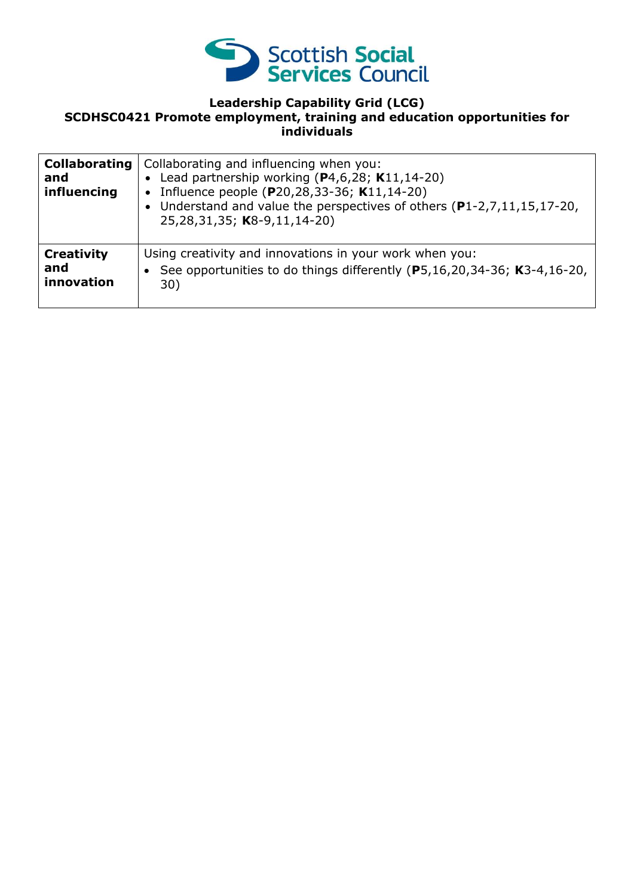**Leadership Capability Grid (LCG)**
**SCDHSC0421 Promote employment, training and education opportunities for individuals**

| | |
|---|---|
| **Collaborating and influencing** | Collaborating and influencing when you:<br>• Lead partnership working (**P**4,6,28; **K**11,14-20)<br>• Influence people (**P**20,28,33-36; **K**11,14-20)<br>• Understand and value the perspectives of others (**P**1-2,7,11,15,17-20, 25,28,31,35; **K**8-9,11,14-20) |
| **Creativity and innovation** | Using creativity and innovations in your work when you:<br>• See opportunities to do things differently (**P**5,16,20,34-36; **K**3-4,16-20, 30) |